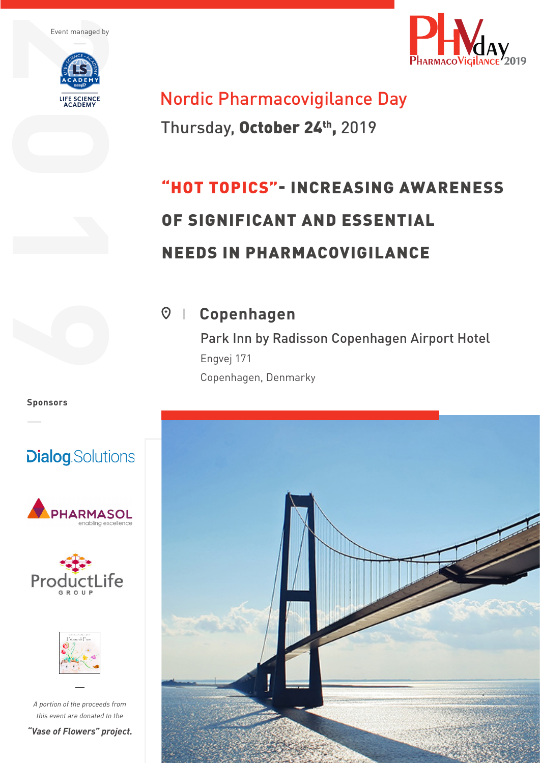Event managed by

LIFE SCIENCE ACADEMY

PHVday PharmacoVigilance 2019

# Nordic Pharmacovigilance Day

Thursday, **October 24th,** 2019

## "HOT TOPICS"- INCREASING AWARENESS OF SIGNIFICANT AND ESSENTIAL NEEDS IN PHARMACOVIGILANCE

### Copenhagen

Park Inn by Radisson Copenhagen Airport Hotel

Engvej 171

Copenhagen, Denmarky

**Sponsors**

Dialog Solutions

PHARMASOL enabling excellence

ProductLife GROUP

*A portion of the proceeds from this event are donated to the*

***"Vase of Flowers" project.***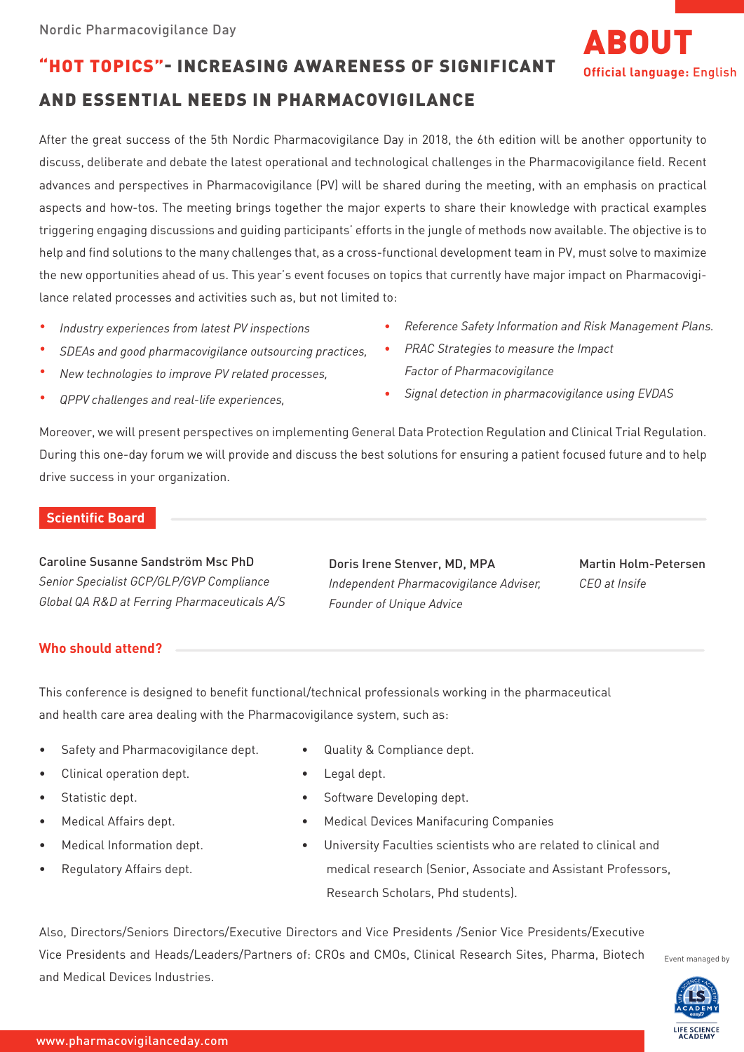Nordic Pharmacovigilance Day

# ABOUT

**Official language:** English

## "HOT TOPICS"- INCREASING AWARENESS OF SIGNIFICANT AND ESSENTIAL NEEDS IN PHARMACOVIGILANCE

After the great success of the 5th Nordic Pharmacovigilance Day in 2018, the 6th edition will be another opportunity to discuss, deliberate and debate the latest operational and technological challenges in the Pharmacovigilance field. Recent advances and perspectives in Pharmacovigilance (PV) will be shared during the meeting, with an emphasis on practical aspects and how-tos. The meeting brings together the major experts to share their knowledge with practical examples triggering engaging discussions and guiding participants' efforts in the jungle of methods now available. The objective is to help and find solutions to the many challenges that, as a cross-functional development team in PV, must solve to maximize the new opportunities ahead of us. This year's event focuses on topics that currently have major impact on Pharmacovigilance related processes and activities such as, but not limited to:

- *Industry experiences from latest PV inspections*
- *SDEAs and good pharmacovigilance outsourcing practices,*
- *New technologies to improve PV related processes,*
- *QPPV challenges and real-life experiences,*
- *Reference Safety Information and Risk Management Plans.*
- *PRAC Strategies to measure the Impact Factor of Pharmacovigilance*
- *Signal detection in pharmacovigilance using EVDAS*

Moreover, we will present perspectives on implementing General Data Protection Regulation and Clinical Trial Regulation. During this one-day forum we will provide and discuss the best solutions for ensuring a patient focused future and to help drive success in your organization.

### Scientific Board

**Caroline Susanne Sandström Msc PhD**
*Senior Specialist GCP/GLP/GVP Compliance*
*Global QA R&D at Ferring Pharmaceuticals A/S*

**Doris Irene Stenver, MD, MPA**
*Independent Pharmacovigilance Adviser,*
*Founder of Unique Advice*

**Martin Holm-Petersen**
*CEO at Insife*

### Who should attend?

This conference is designed to benefit functional/technical professionals working in the pharmaceutical and health care area dealing with the Pharmacovigilance system, such as:

- Safety and Pharmacovigilance dept.
- Clinical operation dept.
- Statistic dept.
- Medical Affairs dept.
- Medical Information dept.
- Regulatory Affairs dept.
- Quality & Compliance dept.
- Legal dept.
- Software Developing dept.
- Medical Devices Manifacuring Companies
- University Faculties scientists who are related to clinical and medical research (Senior, Associate and Assistant Professors, Research Scholars, Phd students).

Also, Directors/Seniors Directors/Executive Directors and Vice Presidents /Senior Vice Presidents/Executive Vice Presidents and Heads/Leaders/Partners of: CROs and CMOs, Clinical Research Sites, Pharma, Biotech and Medical Devices Industries.

Event managed by LIFE SCIENCE ACADEMY

www.pharmacovigilanceday.com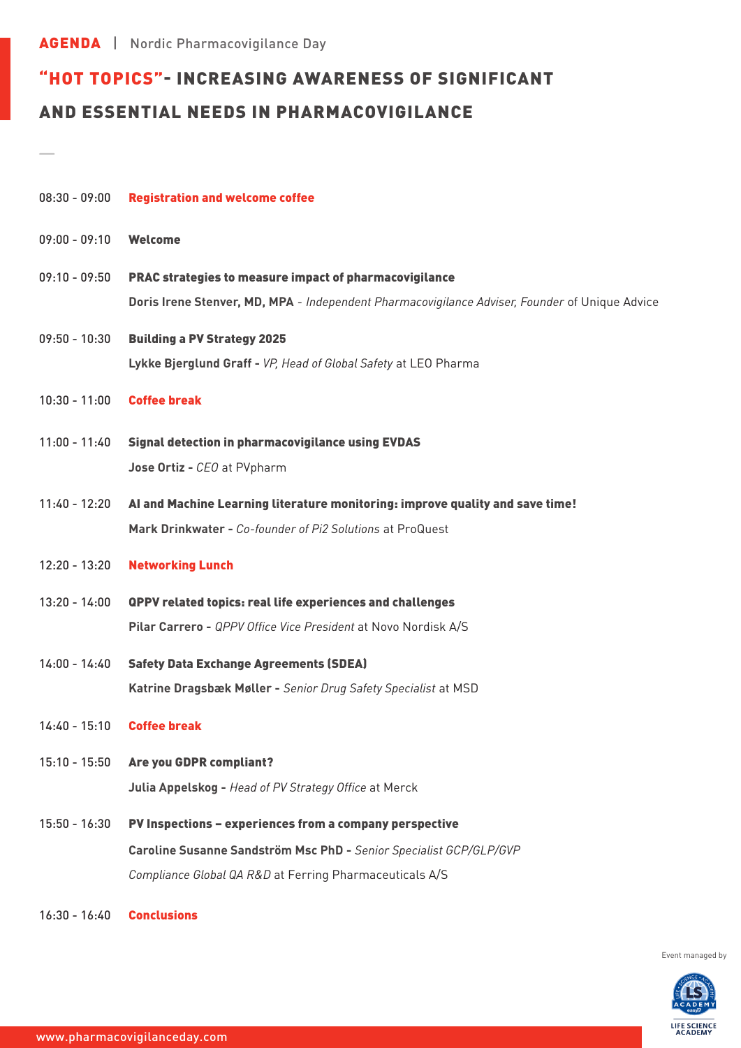**AGENDA** | Nordic Pharmacovigilance Day

# "HOT TOPICS"- INCREASING AWARENESS OF SIGNIFICANT AND ESSENTIAL NEEDS IN PHARMACOVIGILANCE

08:30 - 09:00 **Registration and welcome coffee**

09:00 - 09:10 **Welcome**

09:10 - 09:50 **PRAC strategies to measure impact of pharmacovigilance**
**Doris Irene Stenver, MD, MPA** - *Independent Pharmacovigilance Adviser, Founder* of Unique Advice

09:50 - 10:30 **Building a PV Strategy 2025**
**Lykke Bjerglund Graff -** *VP, Head of Global Safety* at LEO Pharma

10:30 - 11:00 **Coffee break**

11:00 - 11:40 **Signal detection in pharmacovigilance using EVDAS**
**Jose Ortiz -** *CEO* at PVpharm

11:40 - 12:20 **AI and Machine Learning literature monitoring: improve quality and save time!**
**Mark Drinkwater -** *Co-founder of Pi2 Solutions* at ProQuest

12:20 - 13:20 **Networking Lunch**

13:20 - 14:00 **QPPV related topics: real life experiences and challenges**
**Pilar Carrero -** *QPPV Office Vice President* at Novo Nordisk A/S

14:00 - 14:40 **Safety Data Exchange Agreements (SDEA)**
**Katrine Dragsbæk Møller -** *Senior Drug Safety Specialist* at MSD

14:40 - 15:10 **Coffee break**

15:10 - 15:50 **Are you GDPR compliant?**
**Julia Appelskog -** *Head of PV Strategy Office* at Merck

15:50 - 16:30 **PV Inspections – experiences from a company perspective**
**Caroline Susanne Sandström Msc PhD -** *Senior Specialist GCP/GLP/GVP Compliance Global QA R&D* at Ferring Pharmaceuticals A/S

16:30 - 16:40 **Conclusions**

Event managed by

LIFE SCIENCE ACADEMY

www.pharmacovigilanceday.com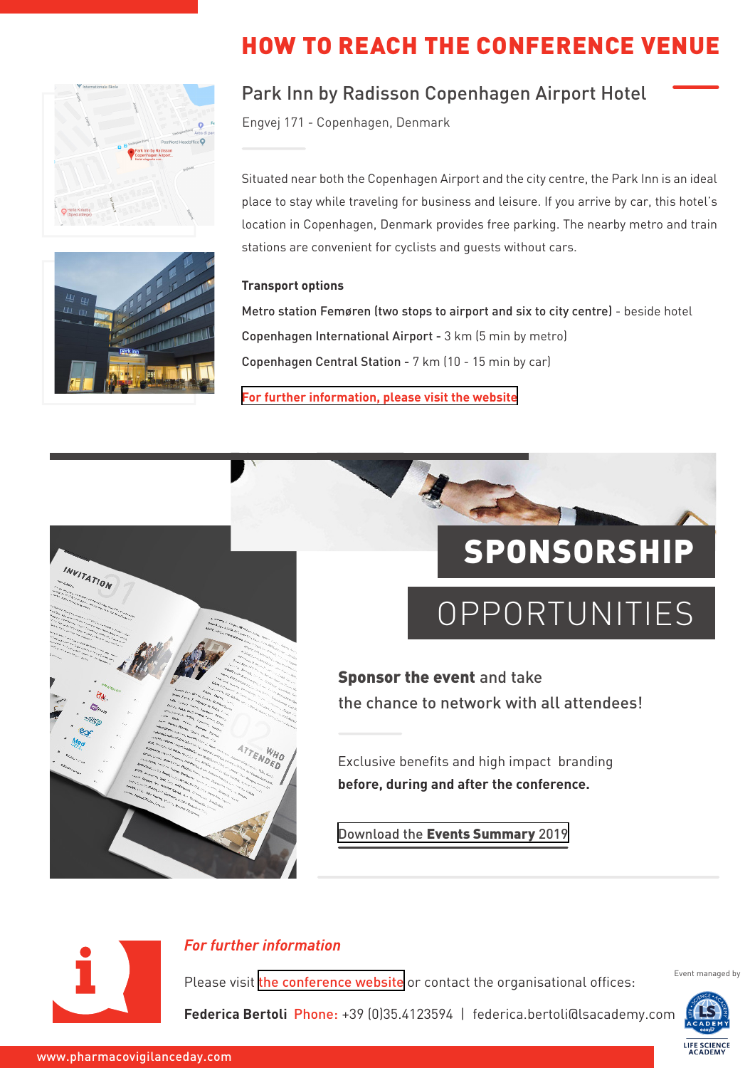# HOW TO REACH THE CONFERENCE VENUE

## Park Inn by Radisson Copenhagen Airport Hotel

Engvej 171 - Copenhagen, Denmark

Situated near both the Copenhagen Airport and the city centre, the Park Inn is an ideal place to stay while traveling for business and leisure. If you arrive by car, this hotel's location in Copenhagen, Denmark provides free parking. The nearby metro and train stations are convenient for cyclists and guests without cars.

**Transport options**

**Metro station Femøren (two stops to airport and six to city centre)** - beside hotel

**Copenhagen International Airport** - 3 km (5 min by metro)

**Copenhagen Central Station** - 7 km (10 - 15 min by car)

**For further information, please visit the website**

# SPONSORSHIP OPPORTUNITIES

**Sponsor the event** and take the chance to network with all attendees!

Exclusive benefits and high impact branding **before, during and after the conference.**

Download the **Events Summary** 2019

*For further information*

Please visit the conference website or contact the organisational offices:

**Federica Bertoli** Phone: +39 (0)35.4123594 | federica.bertoli@lsacademy.com

Event managed by LIFE SCIENCE ACADEMY

www.pharmacovigilanceday.com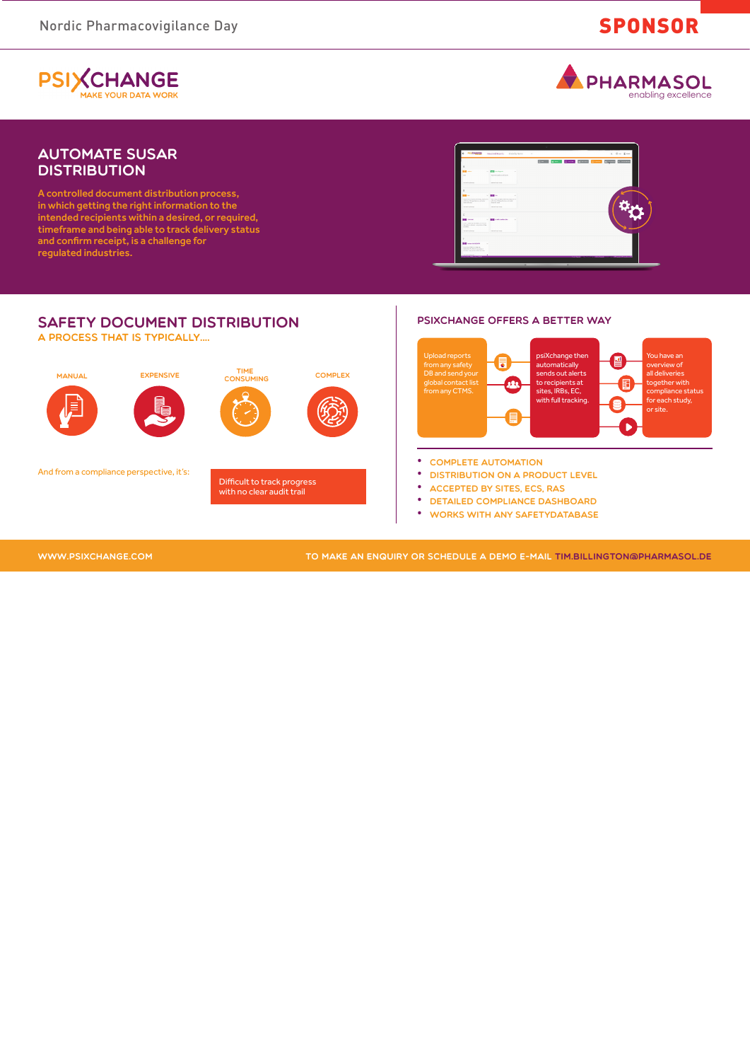**SPONSOR**

PSIXCHANGE
MAKE YOUR DATA WORK

PHARMASOL
enabling excellence

## AUTOMATE SUSAR DISTRIBUTION

A controlled document distribution process, in which getting the right information to the intended recipients within a desired, or required, timeframe and being able to track delivery status and confirm receipt, is a challenge for regulated industries.

## SAFETY DOCUMENT DISTRIBUTION

### A PROCESS THAT IS TYPICALLY....

MANUAL

EXPENSIVE

TIME CONSUMING

COMPLEX

And from a compliance perspective, it's:

Difficult to track progress with no clear audit trail

## PSIXCHANGE OFFERS A BETTER WAY

Upload reports from any safety DB and send your global contact list from any CTMS.

psiXchange then automatically sends out alerts to recipients at sites, IRBs, EC, with full tracking.

You have an overview of all deliveries together with compliance status for each study, or site.

- COMPLETE AUTOMATION
- DISTRIBUTION ON A PRODUCT LEVEL
- ACCEPTED BY SITES, ECS, RAS
- DETAILED COMPLIANCE DASHBOARD
- WORKS WITH ANY SAFETYDATABASE

WWW.PSIXCHANGE.COM

TO MAKE AN ENQUIRY OR SCHEDULE A DEMO E-MAIL TIM.BILLINGTON@PHARMASOL.DE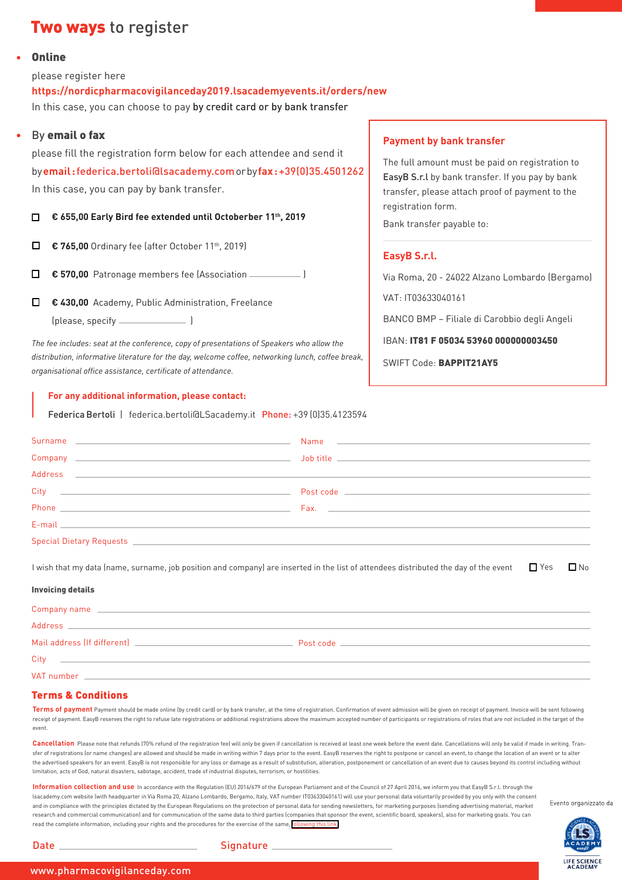# **Two ways** to register

- **Online**

  please register here
  **https://nordicpharmacovigilanceday2019.lsacademyevents.it/orders/new**
  In this case, you can choose to pay by credit card or by bank transfer

- By **email o fax**

  please fill the registration form below for each attendee and send it by **email: federica.bertoli@lsacademy.com** or by **fax: +39(0)35.4501262**
  In this case, you can pay by bank transfer.

☐ **€ 655,00 Early Bird fee extended until Octoberber 11th, 2019**

☐ **€ 765,00** Ordinary fee (after October 11th, 2019)

☐ **€ 570,00** Patronage members fee (Association ____________ )

☐ **€ 430,00** Academy, Public Administration, Freelance
(please, specify ______________ )

*The fee includes: seat at the conference, copy of presentations of Speakers who allow the distribution, informative literature for the day, welcome coffee, networking lunch, coffee break, organisational office assistance, certificate of attendance.*

### Payment by bank transfer

The full amount must be paid on registration to EasyB S.r.l by bank transfer. If you pay by bank transfer, please attach proof of payment to the registration form.

Bank transfer payable to:

**EasyB S.r.l.**

Via Roma, 20 - 24022 Alzano Lombardo (Bergamo)

VAT: IT03633040161

BANCO BMP – Filiale di Carobbio degli Angeli

IBAN: **IT81 F 05034 53960 000000003450**

SWIFT Code: **BAPPIT21AY5**

**For any additional information, please contact:**

**Federica Bertoli** | federica.bertoli@LSacademy.it **Phone:** +39 (0)35.4123594

Surname ______________________ Name ______________________

Company ______________________ Job title ______________________

Address ______________________

City ______________________ Post code ______________________

Phone ______________________ Fax. ______________________

E-mail ______________________

Special Dietary Requests ______________________

I wish that my data (name, surname, job position and company) are inserted in the list of attendees distributed the day of the event ☐ Yes ☐ No

**Invoicing details**

Company name ______________________

Address ______________________

Mail address (If different) ______________________ Post code ______________________

City ______________________

VAT number ______________________

## Terms & Conditions

**Terms of payment** Payment should be made online (by credit card) or by bank transfer, at the time of registration. Confirmation of event admission will be given on receipt of payment. Invoice will be sent following receipt of payment. EasyB reserves the right to refuse late registrations or additional registrations above the maximum accepted number of participants or registrations of roles that are not included in the target of the event.

**Cancellation** Please note that refunds (70% refund of the registration fee) will only be given if cancellation is received at least one week before the event date. Cancellations will only be valid if made in writing. Transfer of registrations (or name changes) are allowed and should be made in writing within 7 days prior to the event. EasyB reserves the right to postpone or cancel an event, to change the location of an event or to alter the advertised speakers for an event. EasyB is not responsible for any loss or damage as a result of substitution, alteration, postponement or cancellation of an event due to causes beyond its control including without limitation, acts of God, natural disasters, sabotage, accident, trade of industrial disputes, terrorism, or hostilities.

**Information collection and use** In accordance with the Regulation (EU) 2016/679 of the European Parliament and of the Council of 27 April 2016, we inform you that EasyB S.r.l. through the lsacademy.com website (with headquarter in Via Roma 20, Alzano Lombardo, Bergamo, Italy, VAT number IT03633040161) will use your personal data voluntarily provided by you only with the consent and in compliance with the principles dictated by the European Regulations on the protection of personal data for sending newsletters, for marketing purposes (sending advertising material, market research and commercial communication) and for communication of the same data to third parties (companies that sponsor the event, scientific board, speakers), also for marketing goals. You can read the complete information, including your rights and the procedures for the exercise of the same, following this link.

Evento organizzato da

LIFE SCIENCE ACADEMY

Date ______________________ Signature ______________________

www.pharmacovigilanceday.com